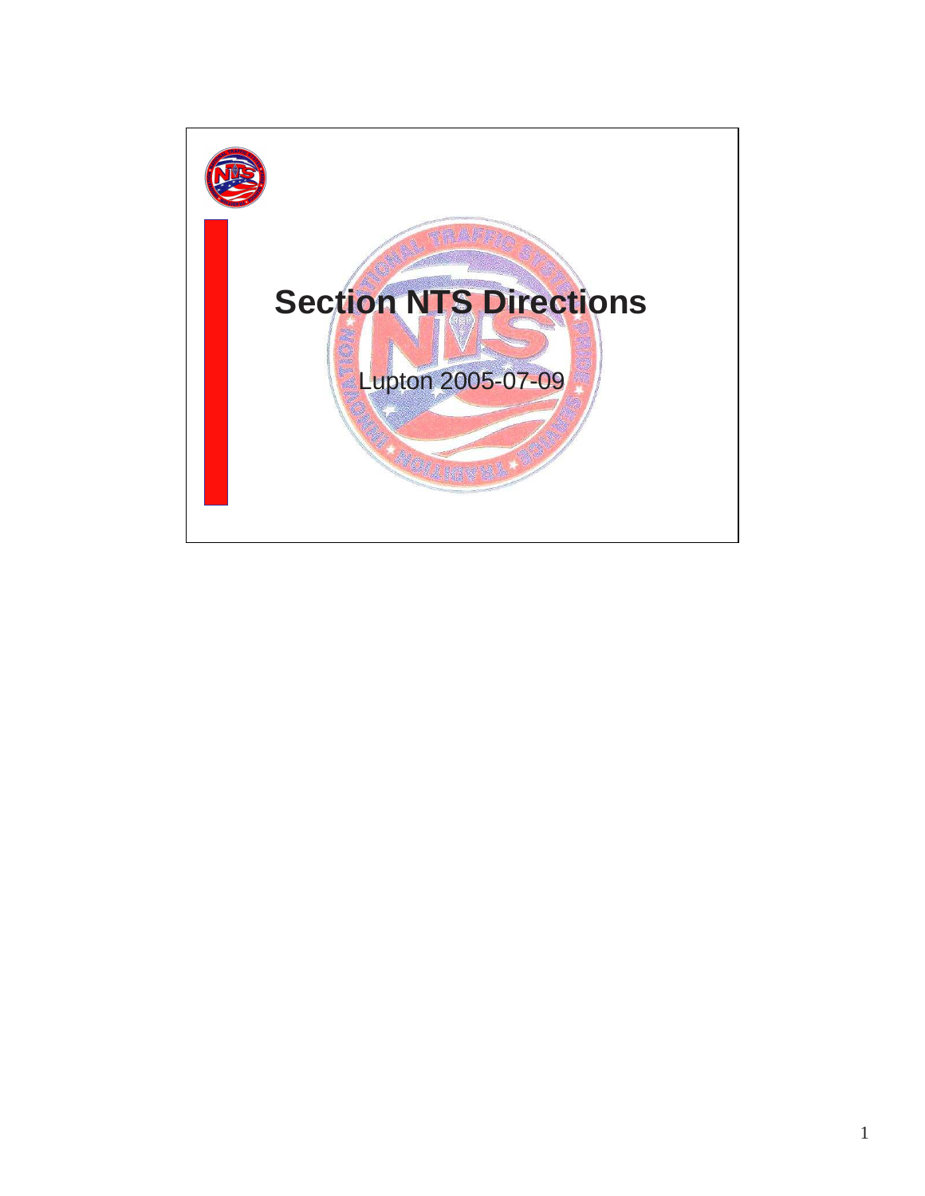# Section NTS Directions

Lupton 2005-07-09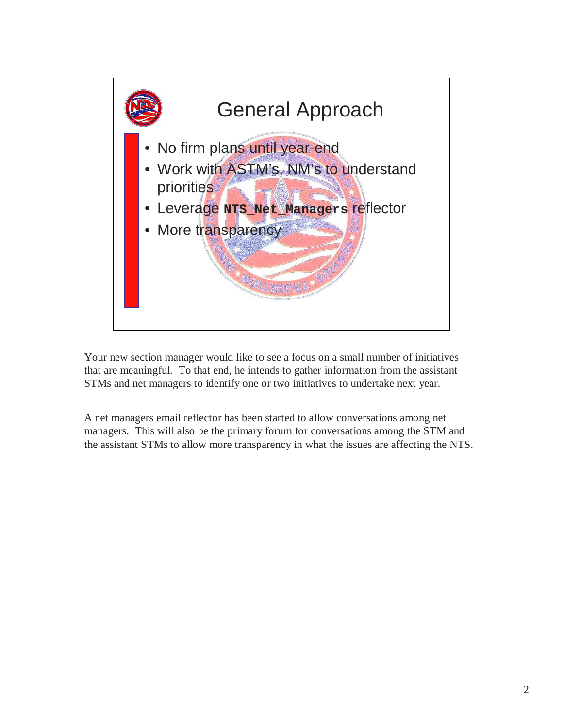## General Approach

- No firm plans until year-end
- Work with ASTM's, NM's to understand priorities
- Leverage **`NTS_Net_Managers`** reflector
- More transparency

Your new section manager would like to see a focus on a small number of initiatives that are meaningful. To that end, he intends to gather information from the assistant STMs and net managers to identify one or two initiatives to undertake next year.

A net managers email reflector has been started to allow conversations among net managers. This will also be the primary forum for conversations among the STM and the assistant STMs to allow more transparency in what the issues are affecting the NTS.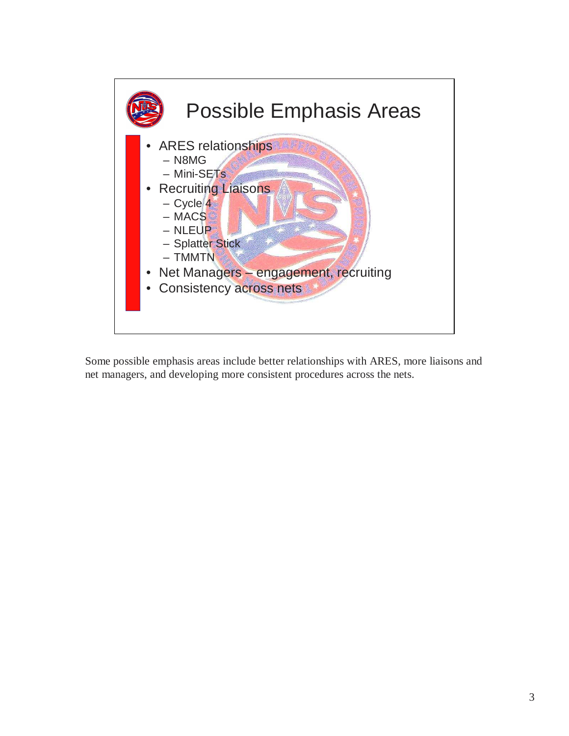## Possible Emphasis Areas

- ARES relationships
  - N8MG
  - Mini-SETs
- Recruiting Liaisons
  - Cycle 4
  - MACS
  - NLEUP
  - Splatter Stick
  - TMMTN
- Net Managers – engagement, recruiting
- Consistency across nets

Some possible emphasis areas include better relationships with ARES, more liaisons and net managers, and developing more consistent procedures across the nets.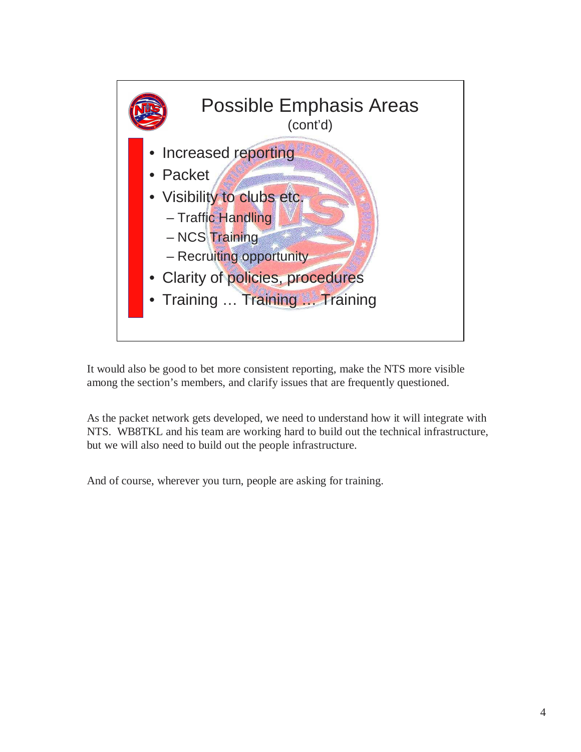## Possible Emphasis Areas

(cont'd)

- Increased reporting
- Packet
- Visibility to clubs etc.
  - Traffic Handling
  - NCS Training
  - Recruiting opportunity
- Clarity of policies, procedures
- Training … Training … Training

It would also be good to bet more consistent reporting, make the NTS more visible among the section's members, and clarify issues that are frequently questioned.

As the packet network gets developed, we need to understand how it will integrate with NTS. WB8TKL and his team are working hard to build out the technical infrastructure, but we will also need to build out the people infrastructure.

And of course, wherever you turn, people are asking for training.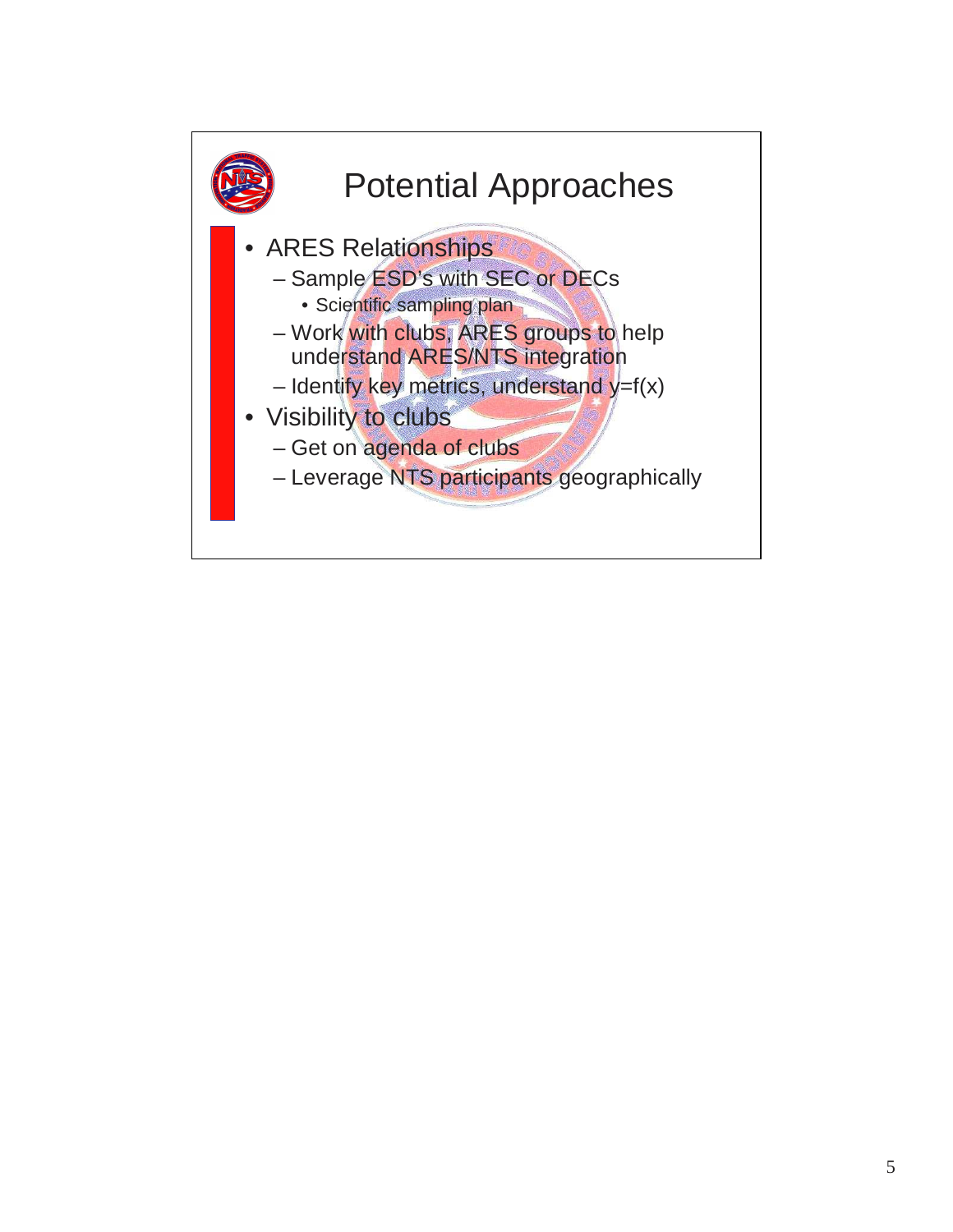# Potential Approaches

- ARES Relationships
  - Sample ESD's with SEC or DECs
    - Scientific sampling plan
  - Work with clubs, ARES groups to help understand ARES/NTS integration
  - Identify key metrics, understand $y=f(x)$
- Visibility to clubs
  - Get on agenda of clubs
  - Leverage NTS participants geographically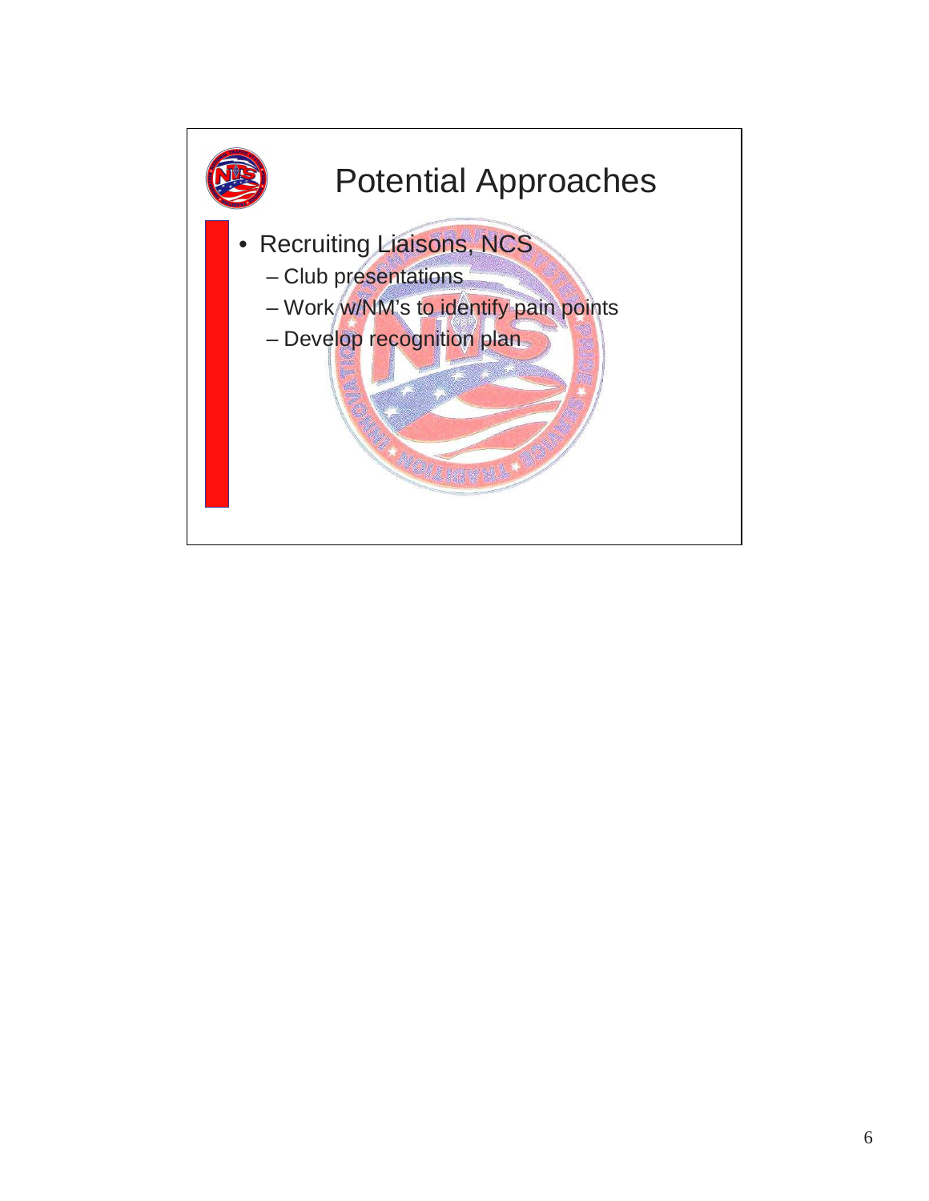# Potential Approaches

- Recruiting Liaisons, NCS
  - Club presentations
  - Work w/NM's to identify pain points
  - Develop recognition plan